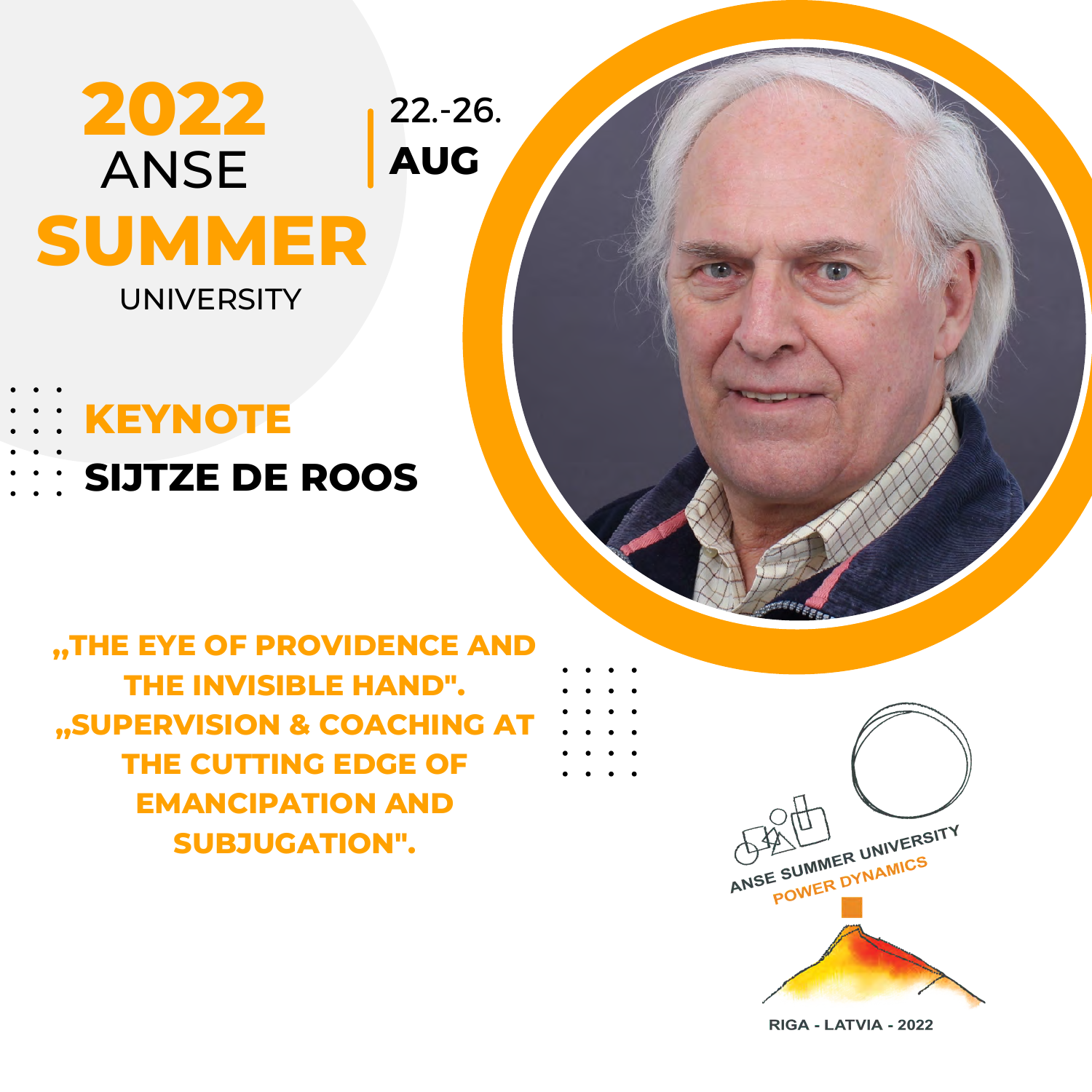# 2022 ANSE SUMMER UNIVERSITY

22.-26. **AUG**

## KEYNOTE

**SIJTZE DE ROOS**

**„THE EYE OF PROVIDENCE AND THE INVISIBLE HAND". „SUPERVISION & COACHING AT THE CUTTING EDGE OF EMANCIPATION AND SUBJUGATION".**

ANSE SUMMER UNIVERSITY

POWER DYNAMICS

RIGA - LATVIA - 2022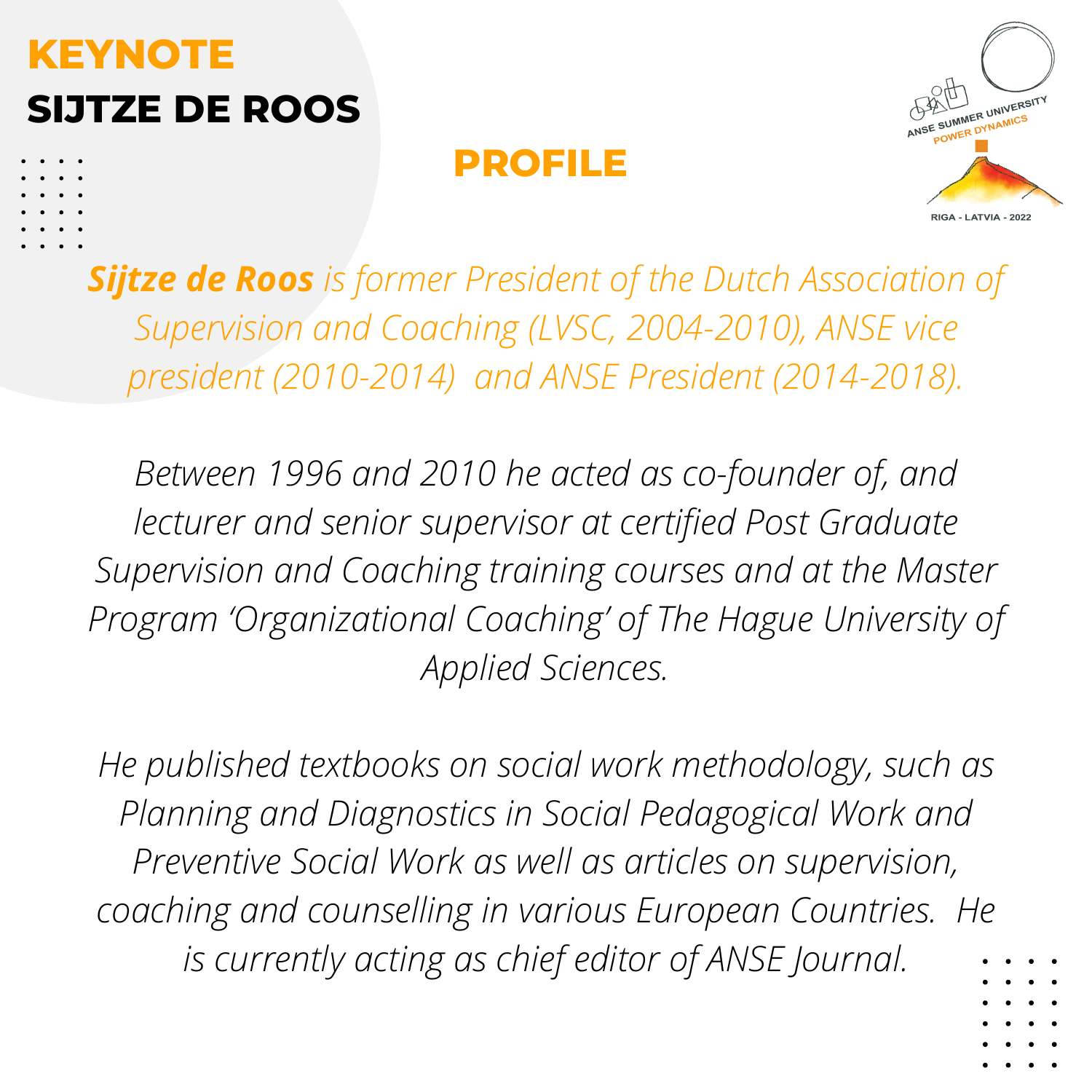# KEYNOTE
# SIJTZE DE ROOS

ANSE SUMMER UNIVERSITY
POWER DYNAMICS
RIGA - LATVIA - 2022

## PROFILE

***Sijtze de Roos*** *is former President of the Dutch Association of Supervision and Coaching (LVSC, 2004-2010), ANSE vice president (2010-2014) and ANSE President (2014-2018).*

*Between 1996 and 2010 he acted as co-founder of, and lecturer and senior supervisor at certified Post Graduate Supervision and Coaching training courses and at the Master Program 'Organizational Coaching' of The Hague University of Applied Sciences.*

*He published textbooks on social work methodology, such as Planning and Diagnostics in Social Pedagogical Work and Preventive Social Work as well as articles on supervision, coaching and counselling in various European Countries. He is currently acting as chief editor of ANSE Journal.*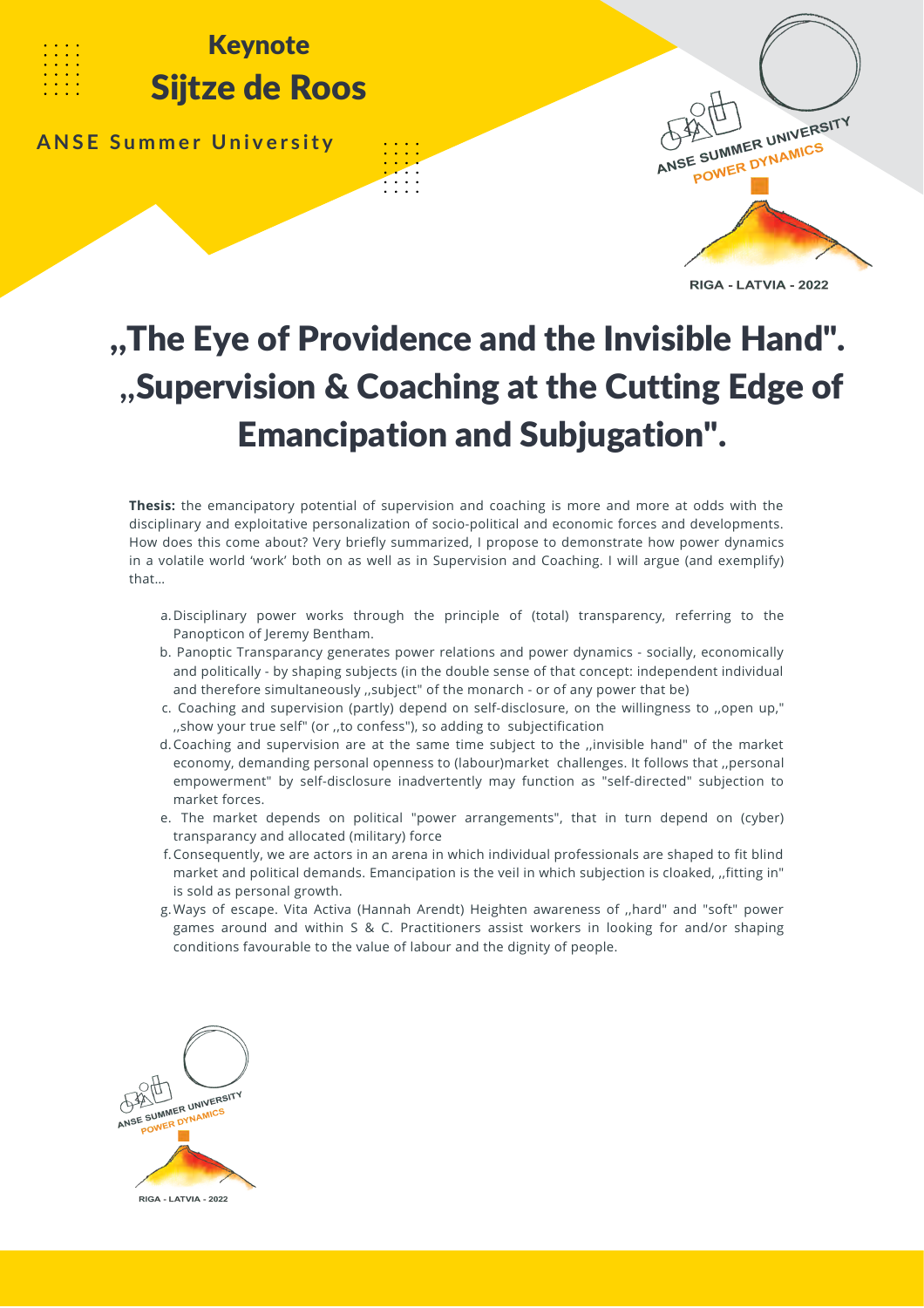# Keynote

## Sijtze de Roos

**ANSE Summer University**

ANSE SUMMER UNIVERSITY
POWER DYNAMICS

RIGA - LATVIA - 2022

# ,,The Eye of Providence and the Invisible Hand". ,,Supervision & Coaching at the Cutting Edge of Emancipation and Subjugation".

**Thesis:** the emancipatory potential of supervision and coaching is more and more at odds with the disciplinary and exploitative personalization of socio-political and economic forces and developments. How does this come about? Very briefly summarized, I propose to demonstrate how power dynamics in a volatile world 'work' both on as well as in Supervision and Coaching. I will argue (and exemplify) that...

a. Disciplinary power works through the principle of (total) transparency, referring to the Panopticon of Jeremy Bentham.
b. Panoptic Transparancy generates power relations and power dynamics - socially, economically and politically - by shaping subjects (in the double sense of that concept: independent individual and therefore simultaneously ,,subject" of the monarch - or of any power that be)
c. Coaching and supervision (partly) depend on self-disclosure, on the willingness to ,,open up," ,,show your true self" (or ,,to confess"), so adding to subjectification
d. Coaching and supervision are at the same time subject to the ,,invisible hand" of the market economy, demanding personal openness to (labour)market challenges. It follows that ,,personal empowerment" by self-disclosure inadvertently may function as "self-directed" subjection to market forces.
e. The market depends on political "power arrangements", that in turn depend on (cyber) transparancy and allocated (military) force
f. Consequently, we are actors in an arena in which individual professionals are shaped to fit blind market and political demands. Emancipation is the veil in which subjection is cloaked, ,,fitting in" is sold as personal growth.
g. Ways of escape. Vita Activa (Hannah Arendt) Heighten awareness of ,,hard" and "soft" power games around and within S & C. Practitioners assist workers in looking for and/or shaping conditions favourable to the value of labour and the dignity of people.

ANSE SUMMER UNIVERSITY
POWER DYNAMICS

RIGA - LATVIA - 2022